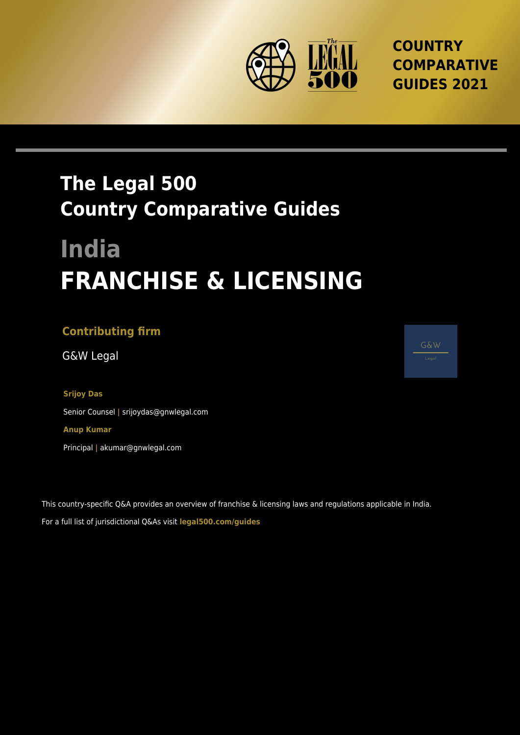**COUNTRY COMPARATIVE GUIDES 2021**

# The Legal 500 Country Comparative Guides

# India

# FRANCHISE & LICENSING

### Contributing firm

G&W Legal

**Srijoy Das**

Senior Counsel | srijoydas@gnwlegal.com

**Anup Kumar**

Principal | akumar@gnwlegal.com

This country-specific Q&A provides an overview of franchise & licensing laws and regulations applicable in India.

For a full list of jurisdictional Q&As visit **legal500.com/guides**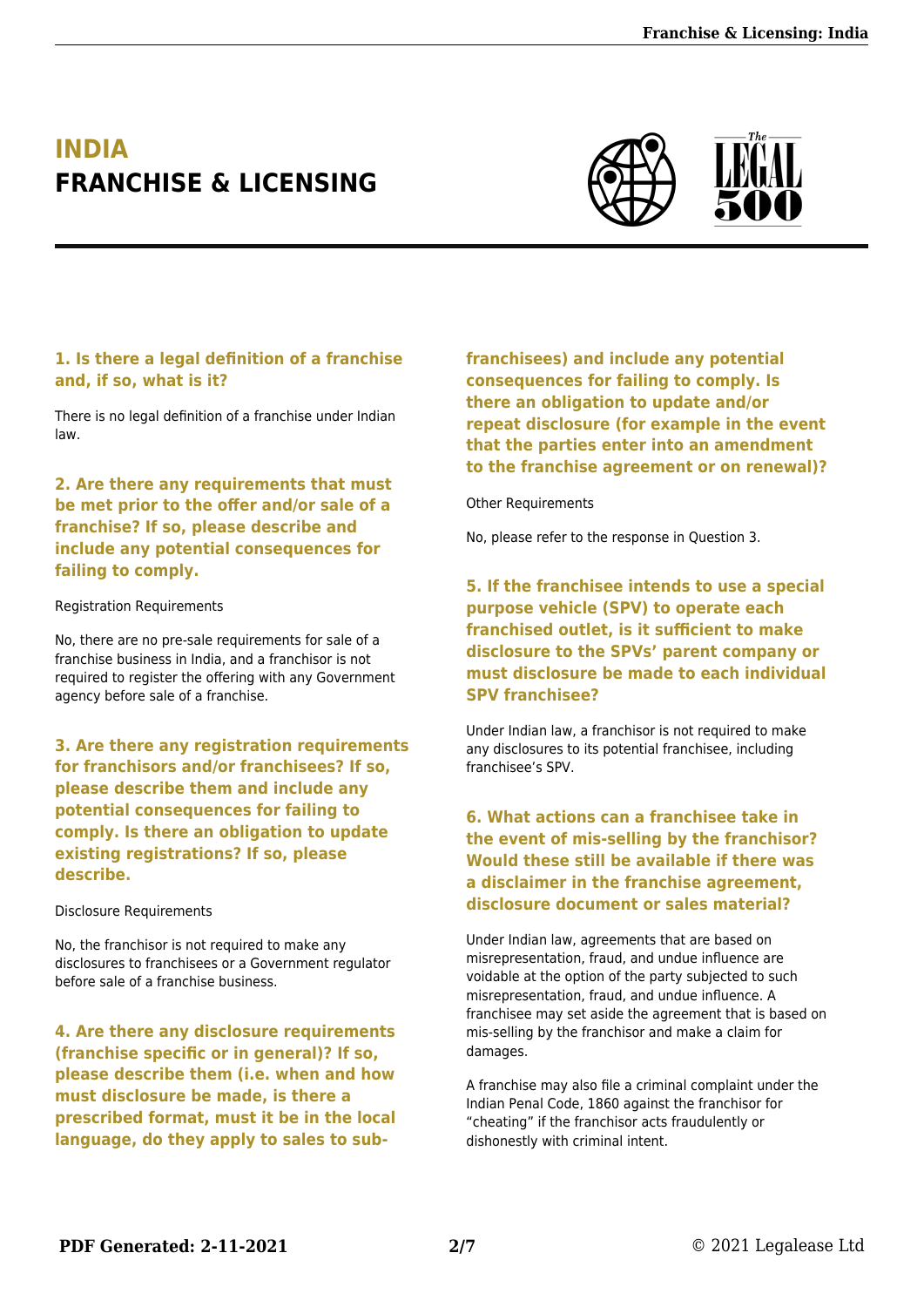# INDIA
# FRANCHISE & LICENSING

### 1. Is there a legal definition of a franchise and, if so, what is it?

There is no legal definition of a franchise under Indian law.

### 2. Are there any requirements that must be met prior to the offer and/or sale of a franchise? If so, please describe and include any potential consequences for failing to comply.

Registration Requirements

No, there are no pre-sale requirements for sale of a franchise business in India, and a franchisor is not required to register the offering with any Government agency before sale of a franchise.

### 3. Are there any registration requirements for franchisors and/or franchisees? If so, please describe them and include any potential consequences for failing to comply. Is there an obligation to update existing registrations? If so, please describe.

Disclosure Requirements

No, the franchisor is not required to make any disclosures to franchisees or a Government regulator before sale of a franchise business.

### 4. Are there any disclosure requirements (franchise specific or in general)? If so, please describe them (i.e. when and how must disclosure be made, is there a prescribed format, must it be in the local language, do they apply to sales to sub-franchisees) and include any potential consequences for failing to comply. Is there an obligation to update and/or repeat disclosure (for example in the event that the parties enter into an amendment to the franchise agreement or on renewal)?

Other Requirements

No, please refer to the response in Question 3.

### 5. If the franchisee intends to use a special purpose vehicle (SPV) to operate each franchised outlet, is it sufficient to make disclosure to the SPVs' parent company or must disclosure be made to each individual SPV franchisee?

Under Indian law, a franchisor is not required to make any disclosures to its potential franchisee, including franchisee's SPV.

### 6. What actions can a franchisee take in the event of mis-selling by the franchisor? Would these still be available if there was a disclaimer in the franchise agreement, disclosure document or sales material?

Under Indian law, agreements that are based on misrepresentation, fraud, and undue influence are voidable at the option of the party subjected to such misrepresentation, fraud, and undue influence. A franchisee may set aside the agreement that is based on mis-selling by the franchisor and make a claim for damages.

A franchise may also file a criminal complaint under the Indian Penal Code, 1860 against the franchisor for "cheating" if the franchisor acts fraudulently or dishonestly with criminal intent.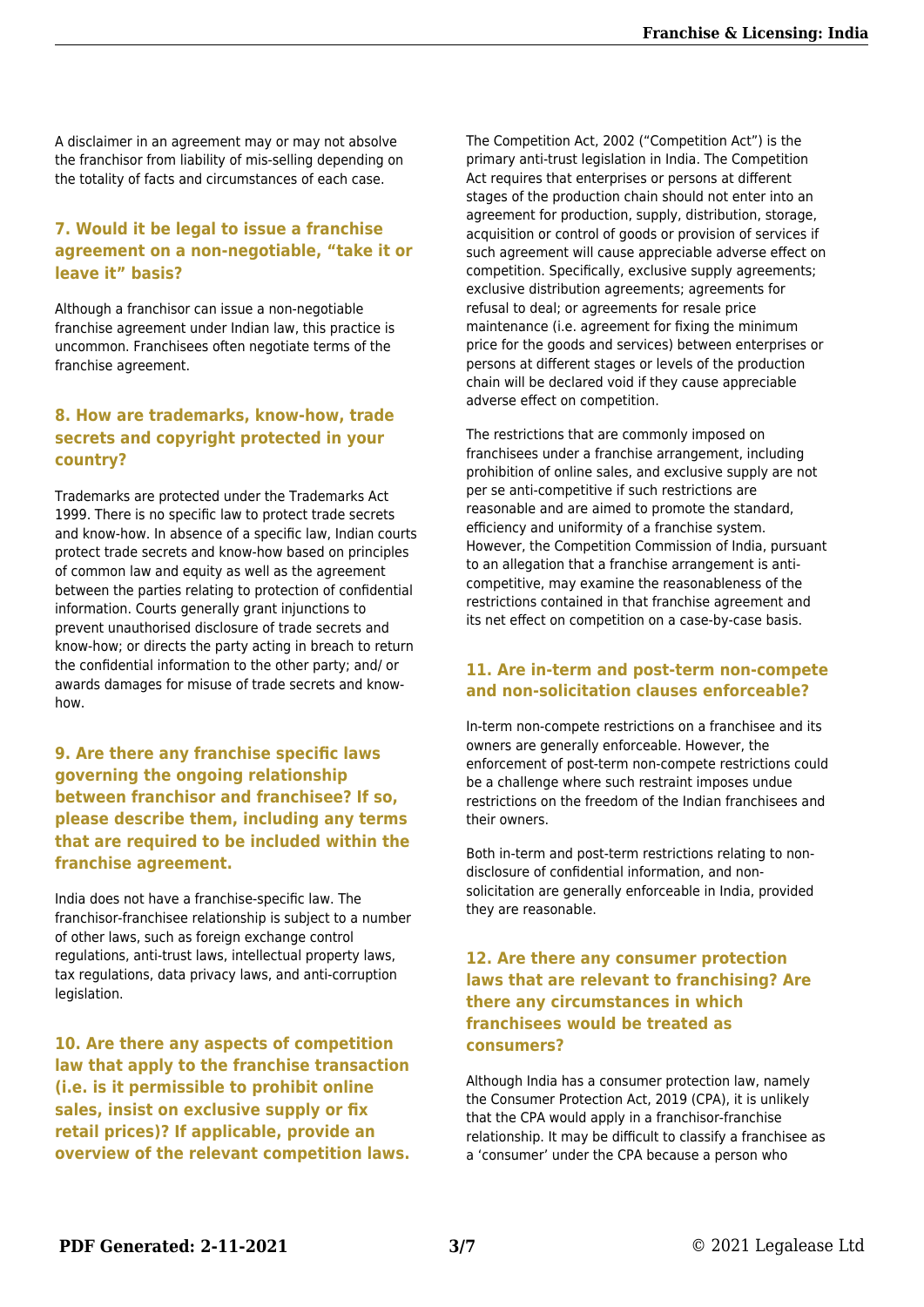A disclaimer in an agreement may or may not absolve the franchisor from liability of mis-selling depending on the totality of facts and circumstances of each case.

### 7. Would it be legal to issue a franchise agreement on a non-negotiable, "take it or leave it" basis?

Although a franchisor can issue a non-negotiable franchise agreement under Indian law, this practice is uncommon. Franchisees often negotiate terms of the franchise agreement.

### 8. How are trademarks, know-how, trade secrets and copyright protected in your country?

Trademarks are protected under the Trademarks Act 1999. There is no specific law to protect trade secrets and know-how. In absence of a specific law, Indian courts protect trade secrets and know-how based on principles of common law and equity as well as the agreement between the parties relating to protection of confidential information. Courts generally grant injunctions to prevent unauthorised disclosure of trade secrets and know-how; or directs the party acting in breach to return the confidential information to the other party; and/ or awards damages for misuse of trade secrets and know-how.

### 9. Are there any franchise specific laws governing the ongoing relationship between franchisor and franchisee? If so, please describe them, including any terms that are required to be included within the franchise agreement.

India does not have a franchise-specific law. The franchisor-franchisee relationship is subject to a number of other laws, such as foreign exchange control regulations, anti-trust laws, intellectual property laws, tax regulations, data privacy laws, and anti-corruption legislation.

### 10. Are there any aspects of competition law that apply to the franchise transaction (i.e. is it permissible to prohibit online sales, insist on exclusive supply or fix retail prices)? If applicable, provide an overview of the relevant competition laws.

The Competition Act, 2002 ("Competition Act") is the primary anti-trust legislation in India. The Competition Act requires that enterprises or persons at different stages of the production chain should not enter into an agreement for production, supply, distribution, storage, acquisition or control of goods or provision of services if such agreement will cause appreciable adverse effect on competition. Specifically, exclusive supply agreements; exclusive distribution agreements; agreements for refusal to deal; or agreements for resale price maintenance (i.e. agreement for fixing the minimum price for the goods and services) between enterprises or persons at different stages or levels of the production chain will be declared void if they cause appreciable adverse effect on competition.

The restrictions that are commonly imposed on franchisees under a franchise arrangement, including prohibition of online sales, and exclusive supply are not per se anti-competitive if such restrictions are reasonable and are aimed to promote the standard, efficiency and uniformity of a franchise system. However, the Competition Commission of India, pursuant to an allegation that a franchise arrangement is anti-competitive, may examine the reasonableness of the restrictions contained in that franchise agreement and its net effect on competition on a case-by-case basis.

### 11. Are in-term and post-term non-compete and non-solicitation clauses enforceable?

In-term non-compete restrictions on a franchisee and its owners are generally enforceable. However, the enforcement of post-term non-compete restrictions could be a challenge where such restraint imposes undue restrictions on the freedom of the Indian franchisees and their owners.

Both in-term and post-term restrictions relating to non-disclosure of confidential information, and non-solicitation are generally enforceable in India, provided they are reasonable.

### 12. Are there any consumer protection laws that are relevant to franchising? Are there any circumstances in which franchisees would be treated as consumers?

Although India has a consumer protection law, namely the Consumer Protection Act, 2019 (CPA), it is unlikely that the CPA would apply in a franchisor-franchise relationship. It may be difficult to classify a franchisee as a 'consumer' under the CPA because a person who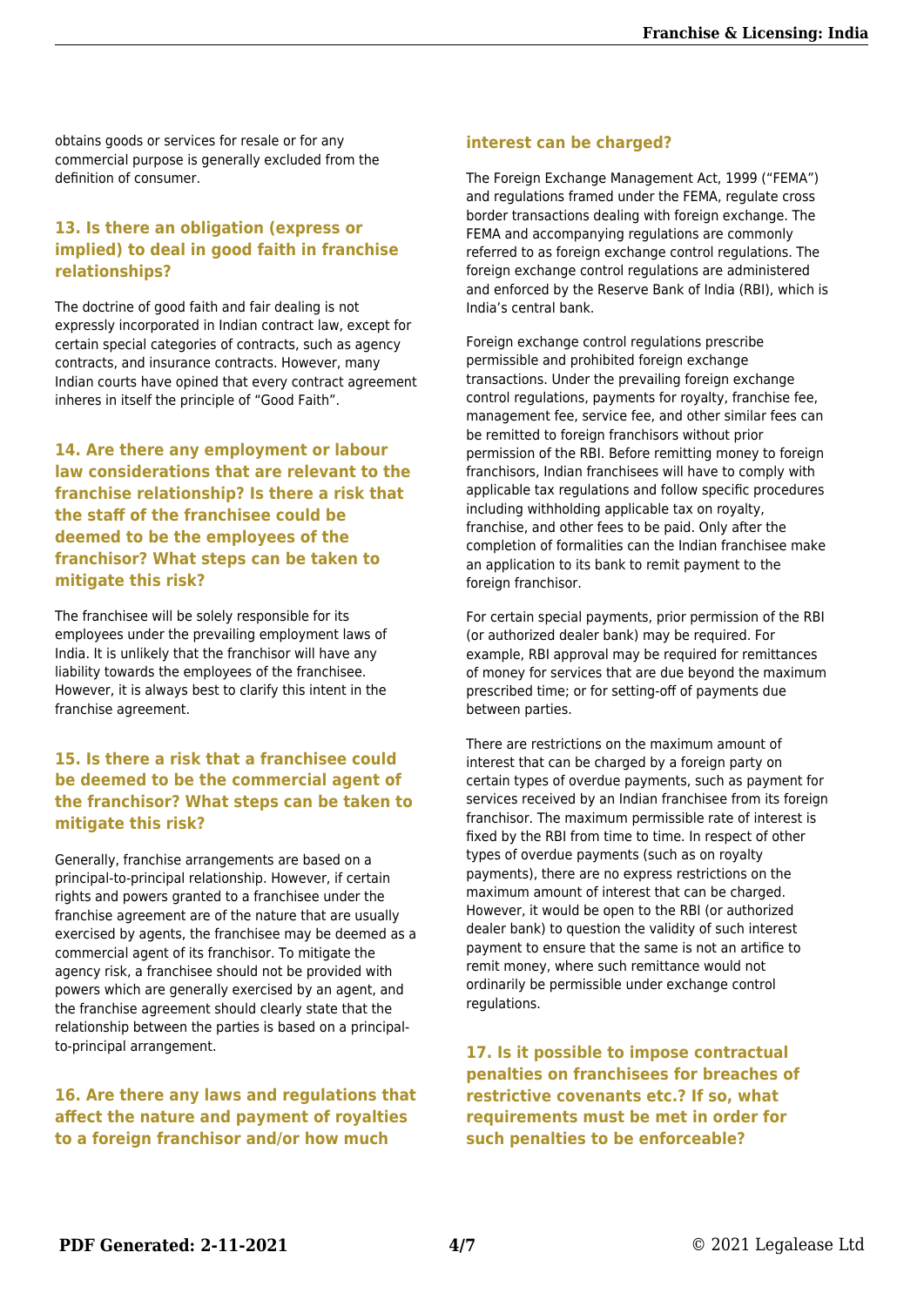obtains goods or services for resale or for any commercial purpose is generally excluded from the definition of consumer.

### 13. Is there an obligation (express or implied) to deal in good faith in franchise relationships?

The doctrine of good faith and fair dealing is not expressly incorporated in Indian contract law, except for certain special categories of contracts, such as agency contracts, and insurance contracts. However, many Indian courts have opined that every contract agreement inheres in itself the principle of "Good Faith".

### 14. Are there any employment or labour law considerations that are relevant to the franchise relationship? Is there a risk that the staff of the franchisee could be deemed to be the employees of the franchisor? What steps can be taken to mitigate this risk?

The franchisee will be solely responsible for its employees under the prevailing employment laws of India. It is unlikely that the franchisor will have any liability towards the employees of the franchisee. However, it is always best to clarify this intent in the franchise agreement.

### 15. Is there a risk that a franchisee could be deemed to be the commercial agent of the franchisor? What steps can be taken to mitigate this risk?

Generally, franchise arrangements are based on a principal-to-principal relationship. However, if certain rights and powers granted to a franchisee under the franchise agreement are of the nature that are usually exercised by agents, the franchisee may be deemed as a commercial agent of its franchisor. To mitigate the agency risk, a franchisee should not be provided with powers which are generally exercised by an agent, and the franchise agreement should clearly state that the relationship between the parties is based on a principal-to-principal arrangement.

### 16. Are there any laws and regulations that affect the nature and payment of royalties to a foreign franchisor and/or how much interest can be charged?

The Foreign Exchange Management Act, 1999 ("FEMA") and regulations framed under the FEMA, regulate cross border transactions dealing with foreign exchange. The FEMA and accompanying regulations are commonly referred to as foreign exchange control regulations. The foreign exchange control regulations are administered and enforced by the Reserve Bank of India (RBI), which is India's central bank.

Foreign exchange control regulations prescribe permissible and prohibited foreign exchange transactions. Under the prevailing foreign exchange control regulations, payments for royalty, franchise fee, management fee, service fee, and other similar fees can be remitted to foreign franchisors without prior permission of the RBI. Before remitting money to foreign franchisors, Indian franchisees will have to comply with applicable tax regulations and follow specific procedures including withholding applicable tax on royalty, franchise, and other fees to be paid. Only after the completion of formalities can the Indian franchisee make an application to its bank to remit payment to the foreign franchisor.

For certain special payments, prior permission of the RBI (or authorized dealer bank) may be required. For example, RBI approval may be required for remittances of money for services that are due beyond the maximum prescribed time; or for setting-off of payments due between parties.

There are restrictions on the maximum amount of interest that can be charged by a foreign party on certain types of overdue payments, such as payment for services received by an Indian franchisee from its foreign franchisor. The maximum permissible rate of interest is fixed by the RBI from time to time. In respect of other types of overdue payments (such as on royalty payments), there are no express restrictions on the maximum amount of interest that can be charged. However, it would be open to the RBI (or authorized dealer bank) to question the validity of such interest payment to ensure that the same is not an artifice to remit money, where such remittance would not ordinarily be permissible under exchange control regulations.

### 17. Is it possible to impose contractual penalties on franchisees for breaches of restrictive covenants etc.? If so, what requirements must be met in order for such penalties to be enforceable?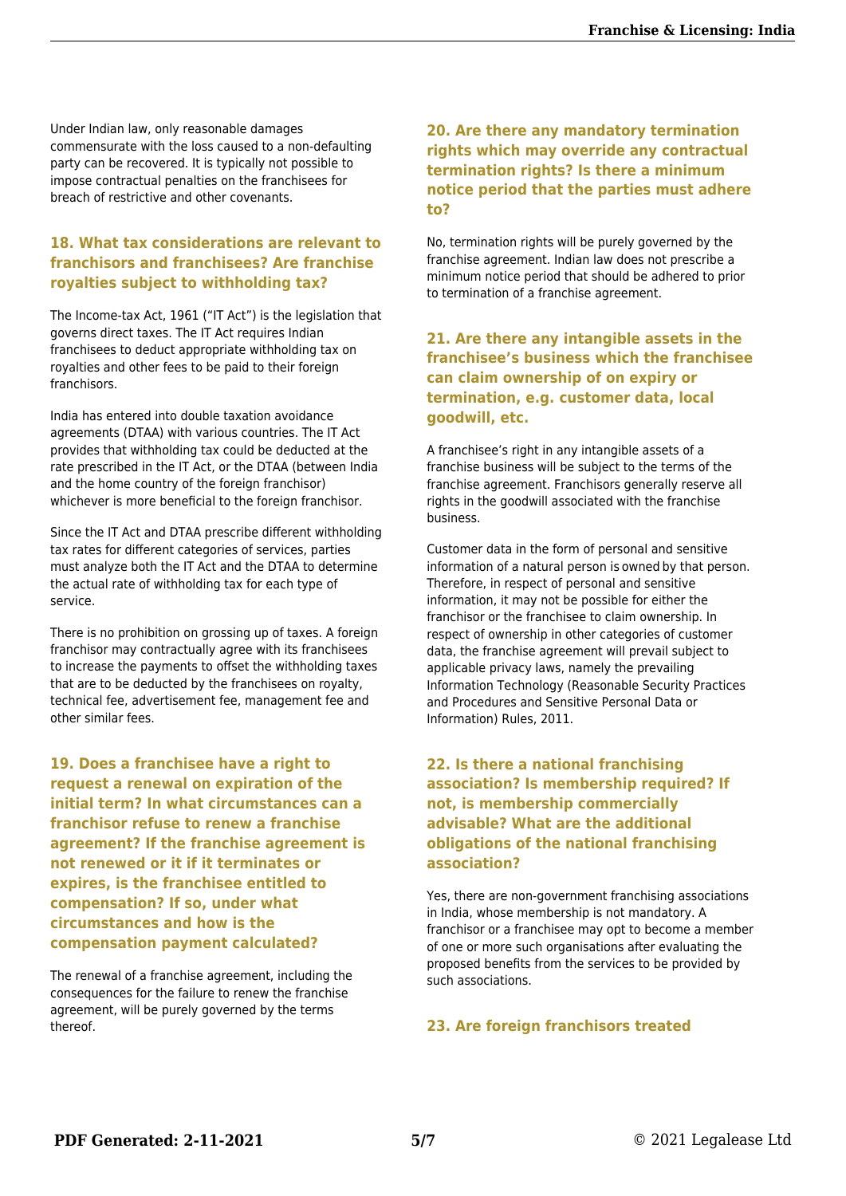Under Indian law, only reasonable damages commensurate with the loss caused to a non-defaulting party can be recovered. It is typically not possible to impose contractual penalties on the franchisees for breach of restrictive and other covenants.

### 18. What tax considerations are relevant to franchisors and franchisees? Are franchise royalties subject to withholding tax?

The Income-tax Act, 1961 ("IT Act") is the legislation that governs direct taxes. The IT Act requires Indian franchisees to deduct appropriate withholding tax on royalties and other fees to be paid to their foreign franchisors.

India has entered into double taxation avoidance agreements (DTAA) with various countries. The IT Act provides that withholding tax could be deducted at the rate prescribed in the IT Act, or the DTAA (between India and the home country of the foreign franchisor) whichever is more beneficial to the foreign franchisor.

Since the IT Act and DTAA prescribe different withholding tax rates for different categories of services, parties must analyze both the IT Act and the DTAA to determine the actual rate of withholding tax for each type of service.

There is no prohibition on grossing up of taxes. A foreign franchisor may contractually agree with its franchisees to increase the payments to offset the withholding taxes that are to be deducted by the franchisees on royalty, technical fee, advertisement fee, management fee and other similar fees.

### 19. Does a franchisee have a right to request a renewal on expiration of the initial term? In what circumstances can a franchisor refuse to renew a franchise agreement? If the franchise agreement is not renewed or it if it terminates or expires, is the franchisee entitled to compensation? If so, under what circumstances and how is the compensation payment calculated?

The renewal of a franchise agreement, including the consequences for the failure to renew the franchise agreement, will be purely governed by the terms thereof.

### 20. Are there any mandatory termination rights which may override any contractual termination rights? Is there a minimum notice period that the parties must adhere to?

No, termination rights will be purely governed by the franchise agreement. Indian law does not prescribe a minimum notice period that should be adhered to prior to termination of a franchise agreement.

### 21. Are there any intangible assets in the franchisee's business which the franchisee can claim ownership of on expiry or termination, e.g. customer data, local goodwill, etc.

A franchisee's right in any intangible assets of a franchise business will be subject to the terms of the franchise agreement. Franchisors generally reserve all rights in the goodwill associated with the franchise business.

Customer data in the form of personal and sensitive information of a natural person is owned by that person. Therefore, in respect of personal and sensitive information, it may not be possible for either the franchisor or the franchisee to claim ownership. In respect of ownership in other categories of customer data, the franchise agreement will prevail subject to applicable privacy laws, namely the prevailing Information Technology (Reasonable Security Practices and Procedures and Sensitive Personal Data or Information) Rules, 2011.

### 22. Is there a national franchising association? Is membership required? If not, is membership commercially advisable? What are the additional obligations of the national franchising association?

Yes, there are non-government franchising associations in India, whose membership is not mandatory. A franchisor or a franchisee may opt to become a member of one or more such organisations after evaluating the proposed benefits from the services to be provided by such associations.

### 23. Are foreign franchisors treated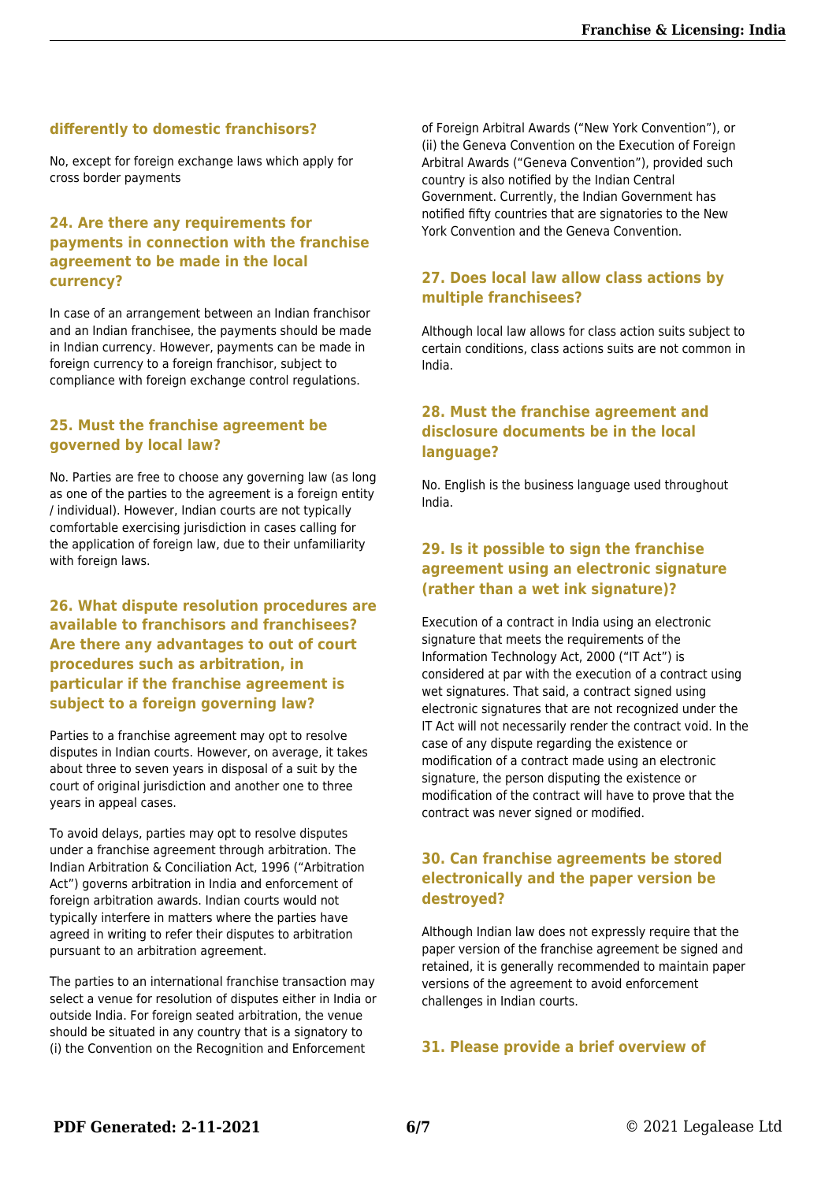### differently to domestic franchisors?

No, except for foreign exchange laws which apply for cross border payments

### 24. Are there any requirements for payments in connection with the franchise agreement to be made in the local currency?

In case of an arrangement between an Indian franchisor and an Indian franchisee, the payments should be made in Indian currency. However, payments can be made in foreign currency to a foreign franchisor, subject to compliance with foreign exchange control regulations.

### 25. Must the franchise agreement be governed by local law?

No. Parties are free to choose any governing law (as long as one of the parties to the agreement is a foreign entity / individual). However, Indian courts are not typically comfortable exercising jurisdiction in cases calling for the application of foreign law, due to their unfamiliarity with foreign laws.

### 26. What dispute resolution procedures are available to franchisors and franchisees? Are there any advantages to out of court procedures such as arbitration, in particular if the franchise agreement is subject to a foreign governing law?

Parties to a franchise agreement may opt to resolve disputes in Indian courts. However, on average, it takes about three to seven years in disposal of a suit by the court of original jurisdiction and another one to three years in appeal cases.

To avoid delays, parties may opt to resolve disputes under a franchise agreement through arbitration. The Indian Arbitration & Conciliation Act, 1996 ("Arbitration Act") governs arbitration in India and enforcement of foreign arbitration awards. Indian courts would not typically interfere in matters where the parties have agreed in writing to refer their disputes to arbitration pursuant to an arbitration agreement.

The parties to an international franchise transaction may select a venue for resolution of disputes either in India or outside India. For foreign seated arbitration, the venue should be situated in any country that is a signatory to (i) the Convention on the Recognition and Enforcement of Foreign Arbitral Awards ("New York Convention"), or (ii) the Geneva Convention on the Execution of Foreign Arbitral Awards ("Geneva Convention"), provided such country is also notified by the Indian Central Government. Currently, the Indian Government has notified fifty countries that are signatories to the New York Convention and the Geneva Convention.

### 27. Does local law allow class actions by multiple franchisees?

Although local law allows for class action suits subject to certain conditions, class actions suits are not common in India.

### 28. Must the franchise agreement and disclosure documents be in the local language?

No. English is the business language used throughout India.

### 29. Is it possible to sign the franchise agreement using an electronic signature (rather than a wet ink signature)?

Execution of a contract in India using an electronic signature that meets the requirements of the Information Technology Act, 2000 ("IT Act") is considered at par with the execution of a contract using wet signatures. That said, a contract signed using electronic signatures that are not recognized under the IT Act will not necessarily render the contract void. In the case of any dispute regarding the existence or modification of a contract made using an electronic signature, the person disputing the existence or modification of the contract will have to prove that the contract was never signed or modified.

### 30. Can franchise agreements be stored electronically and the paper version be destroyed?

Although Indian law does not expressly require that the paper version of the franchise agreement be signed and retained, it is generally recommended to maintain paper versions of the agreement to avoid enforcement challenges in Indian courts.

### 31. Please provide a brief overview of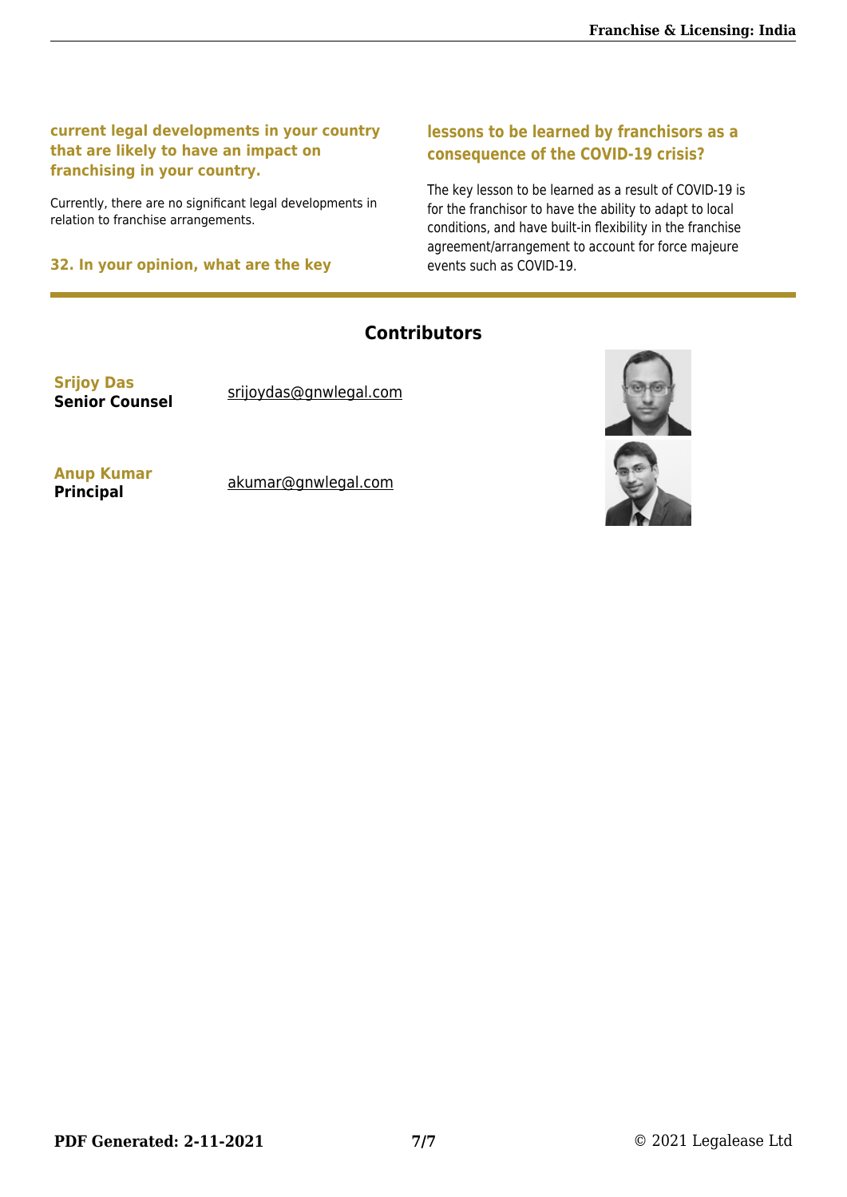**current legal developments in your country that are likely to have an impact on franchising in your country.**

Currently, there are no significant legal developments in relation to franchise arrangements.

**32. In your opinion, what are the key lessons to be learned by franchisors as a consequence of the COVID-19 crisis?**

The key lesson to be learned as a result of COVID-19 is for the franchisor to have the ability to adapt to local conditions, and have built-in flexibility in the franchise agreement/arrangement to account for force majeure events such as COVID-19.

## Contributors

**Srijoy Das**
**Senior Counsel**
srijoydas@gnwlegal.com

**Anup Kumar**
**Principal**
akumar@gnwlegal.com